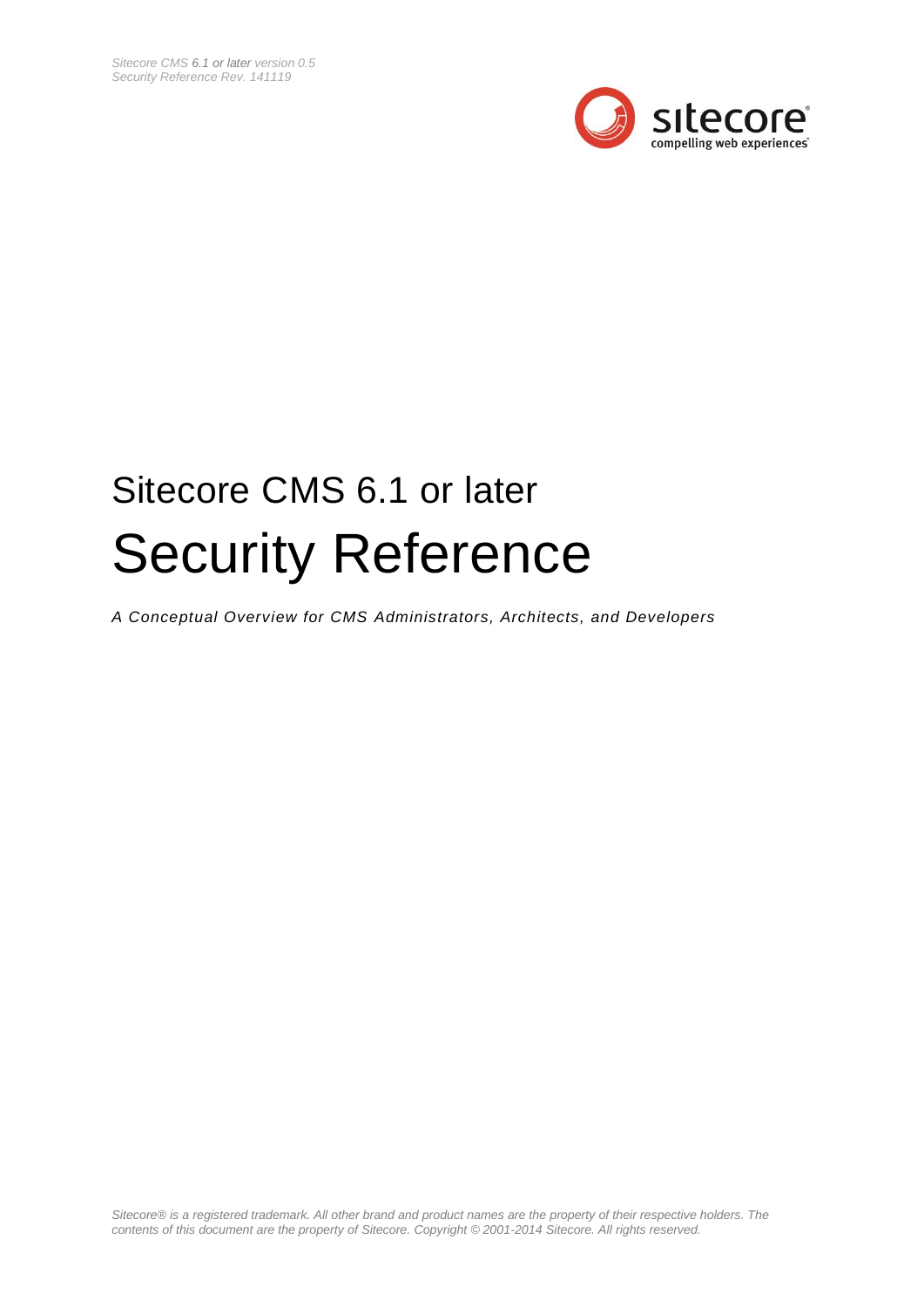# Sitecore CMS 6.1 or later

# Security Reference

*A Conceptual Overview for CMS Administrators, Architects, and Developers*

*Sitecore® is a registered trademark. All other brand and product names are the property of their respective holders. The contents of this document are the property of Sitecore. Copyright © 2001-2014 Sitecore. All rights reserved.*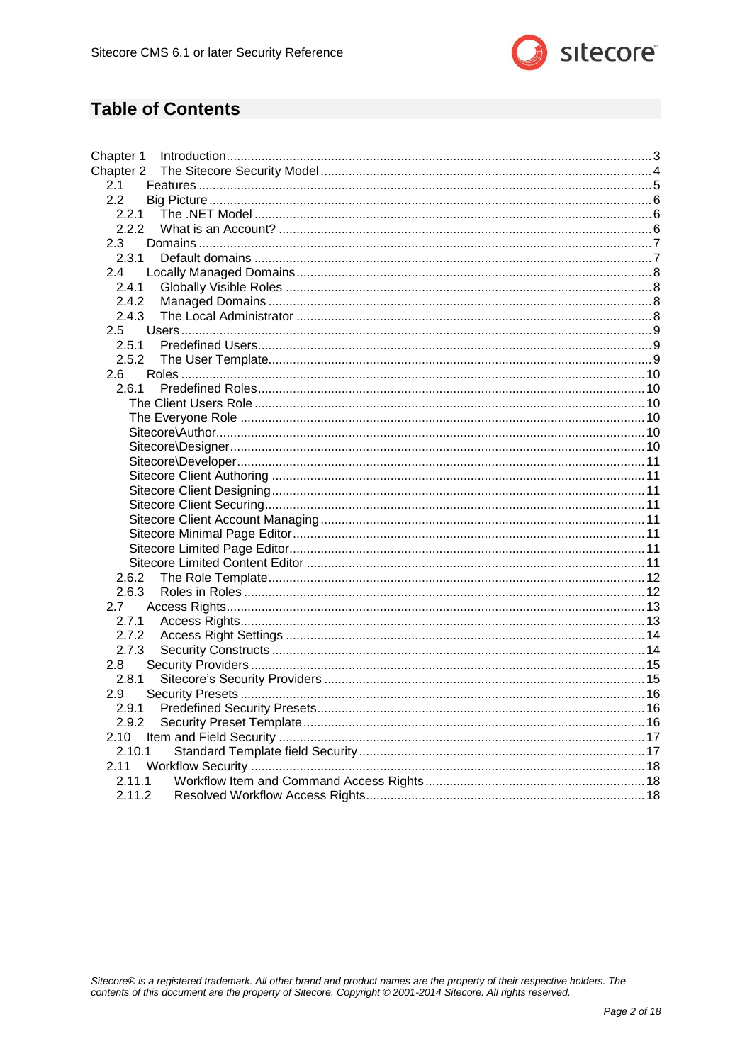# Table of Contents

- Chapter 1 Introduction ... 3
- Chapter 2 The Sitecore Security Model ... 4
  - 2.1 Features ... 5
  - 2.2 Big Picture ... 6
    - 2.2.1 The .NET Model ... 6
    - 2.2.2 What is an Account? ... 6
  - 2.3 Domains ... 7
    - 2.3.1 Default domains ... 7
  - 2.4 Locally Managed Domains ... 8
    - 2.4.1 Globally Visible Roles ... 8
    - 2.4.2 Managed Domains ... 8
    - 2.4.3 The Local Administrator ... 8
  - 2.5 Users ... 9
    - 2.5.1 Predefined Users ... 9
    - 2.5.2 The User Template ... 9
  - 2.6 Roles ... 10
    - 2.6.1 Predefined Roles ... 10
      - The Client Users Role ... 10
      - The Everyone Role ... 10
      - Sitecore\Author ... 10
      - Sitecore\Designer ... 10
      - Sitecore\Developer ... 11
      - Sitecore Client Authoring ... 11
      - Sitecore Client Designing ... 11
      - Sitecore Client Securing ... 11
      - Sitecore Client Account Managing ... 11
      - Sitecore Minimal Page Editor ... 11
      - Sitecore Limited Page Editor ... 11
      - Sitecore Limited Content Editor ... 11
    - 2.6.2 The Role Template ... 12
    - 2.6.3 Roles in Roles ... 12
  - 2.7 Access Rights ... 13
    - 2.7.1 Access Rights ... 13
    - 2.7.2 Access Right Settings ... 14
    - 2.7.3 Security Constructs ... 14
  - 2.8 Security Providers ... 15
    - 2.8.1 Sitecore's Security Providers ... 15
  - 2.9 Security Presets ... 16
    - 2.9.1 Predefined Security Presets ... 16
    - 2.9.2 Security Preset Template ... 16
  - 2.10 Item and Field Security ... 17
    - 2.10.1 Standard Template field Security ... 17
  - 2.11 Workflow Security ... 18
    - 2.11.1 Workflow Item and Command Access Rights ... 18
    - 2.11.2 Resolved Workflow Access Rights ... 18

*Sitecore® is a registered trademark. All other brand and product names are the property of their respective holders. The contents of this document are the property of Sitecore. Copyright © 2001-2014 Sitecore. All rights reserved.*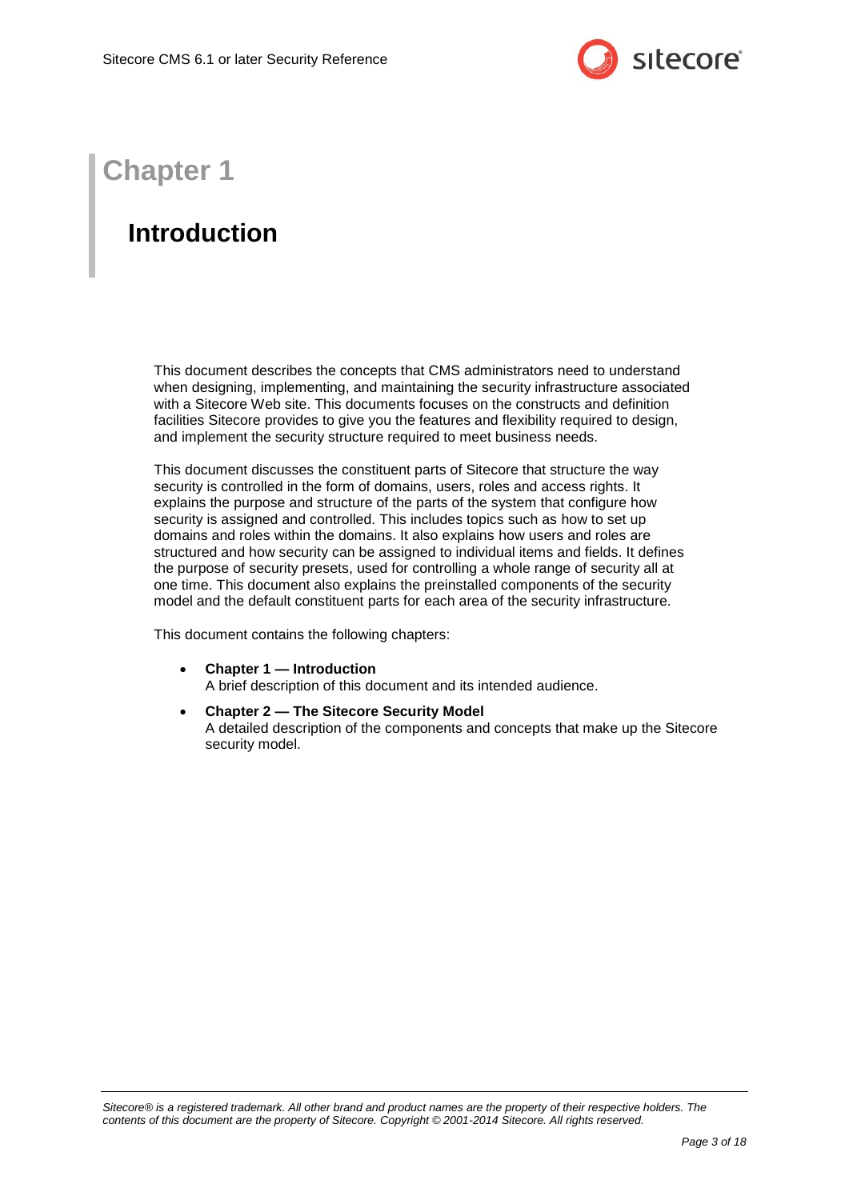# Chapter 1

## Introduction

This document describes the concepts that CMS administrators need to understand when designing, implementing, and maintaining the security infrastructure associated with a Sitecore Web site. This documents focuses on the constructs and definition facilities Sitecore provides to give you the features and flexibility required to design, and implement the security structure required to meet business needs.

This document discusses the constituent parts of Sitecore that structure the way security is controlled in the form of domains, users, roles and access rights. It explains the purpose and structure of the parts of the system that configure how security is assigned and controlled. This includes topics such as how to set up domains and roles within the domains. It also explains how users and roles are structured and how security can be assigned to individual items and fields. It defines the purpose of security presets, used for controlling a whole range of security all at one time. This document also explains the preinstalled components of the security model and the default constituent parts for each area of the security infrastructure.

This document contains the following chapters:

- **Chapter 1 — Introduction**
  A brief description of this document and its intended audience.
- **Chapter 2 — The Sitecore Security Model**
  A detailed description of the components and concepts that make up the Sitecore security model.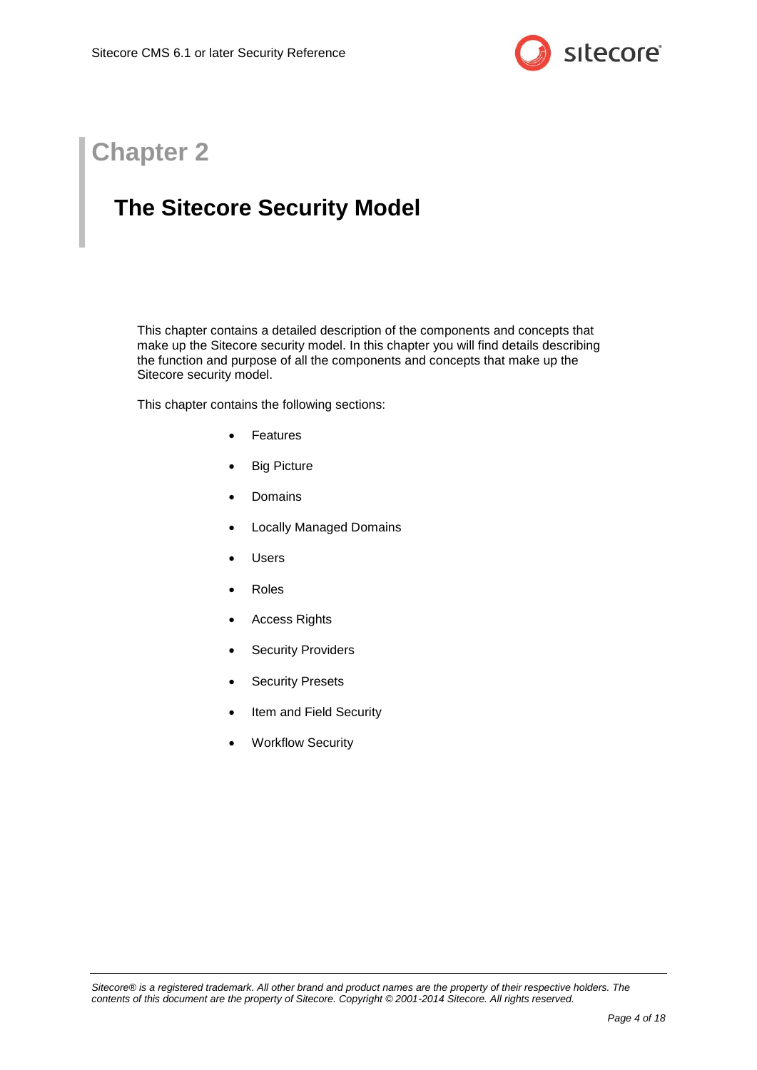# Chapter 2

## The Sitecore Security Model

This chapter contains a detailed description of the components and concepts that make up the Sitecore security model. In this chapter you will find details describing the function and purpose of all the components and concepts that make up the Sitecore security model.

This chapter contains the following sections:

- Features
- Big Picture
- Domains
- Locally Managed Domains
- Users
- Roles
- Access Rights
- Security Providers
- Security Presets
- Item and Field Security
- Workflow Security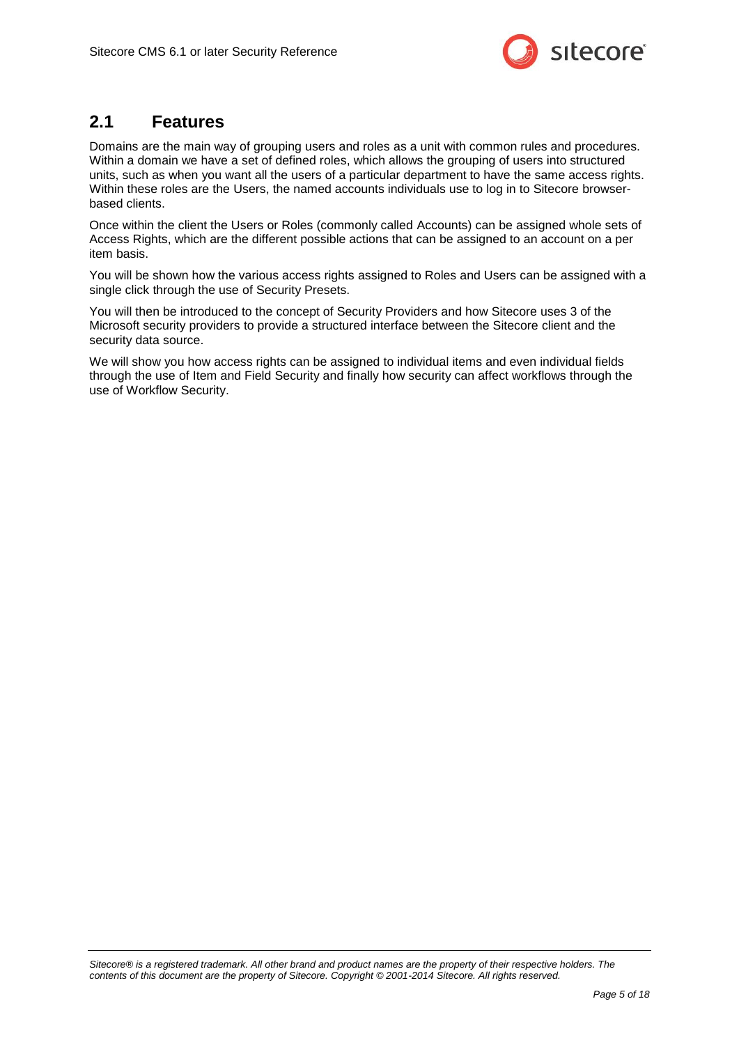## 2.1 Features

Domains are the main way of grouping users and roles as a unit with common rules and procedures. Within a domain we have a set of defined roles, which allows the grouping of users into structured units, such as when you want all the users of a particular department to have the same access rights. Within these roles are the Users, the named accounts individuals use to log in to Sitecore browser-based clients.

Once within the client the Users or Roles (commonly called Accounts) can be assigned whole sets of Access Rights, which are the different possible actions that can be assigned to an account on a per item basis.

You will be shown how the various access rights assigned to Roles and Users can be assigned with a single click through the use of Security Presets.

You will then be introduced to the concept of Security Providers and how Sitecore uses 3 of the Microsoft security providers to provide a structured interface between the Sitecore client and the security data source.

We will show you how access rights can be assigned to individual items and even individual fields through the use of Item and Field Security and finally how security can affect workflows through the use of Workflow Security.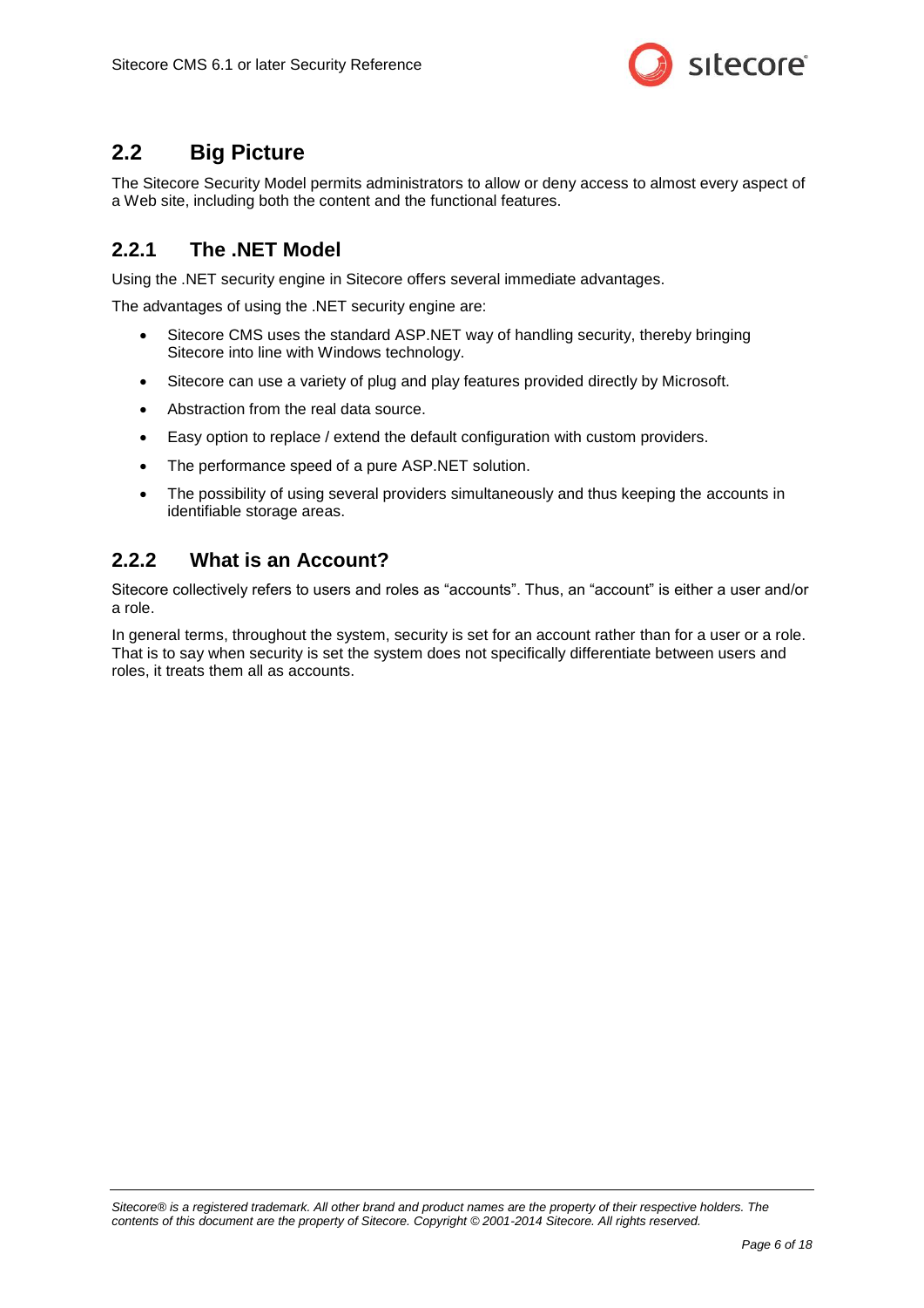## 2.2 Big Picture

The Sitecore Security Model permits administrators to allow or deny access to almost every aspect of a Web site, including both the content and the functional features.

### 2.2.1 The .NET Model

Using the .NET security engine in Sitecore offers several immediate advantages.

The advantages of using the .NET security engine are:

- Sitecore CMS uses the standard ASP.NET way of handling security, thereby bringing Sitecore into line with Windows technology.
- Sitecore can use a variety of plug and play features provided directly by Microsoft.
- Abstraction from the real data source.
- Easy option to replace / extend the default configuration with custom providers.
- The performance speed of a pure ASP.NET solution.
- The possibility of using several providers simultaneously and thus keeping the accounts in identifiable storage areas.

### 2.2.2 What is an Account?

Sitecore collectively refers to users and roles as "accounts". Thus, an "account" is either a user and/or a role.

In general terms, throughout the system, security is set for an account rather than for a user or a role. That is to say when security is set the system does not specifically differentiate between users and roles, it treats them all as accounts.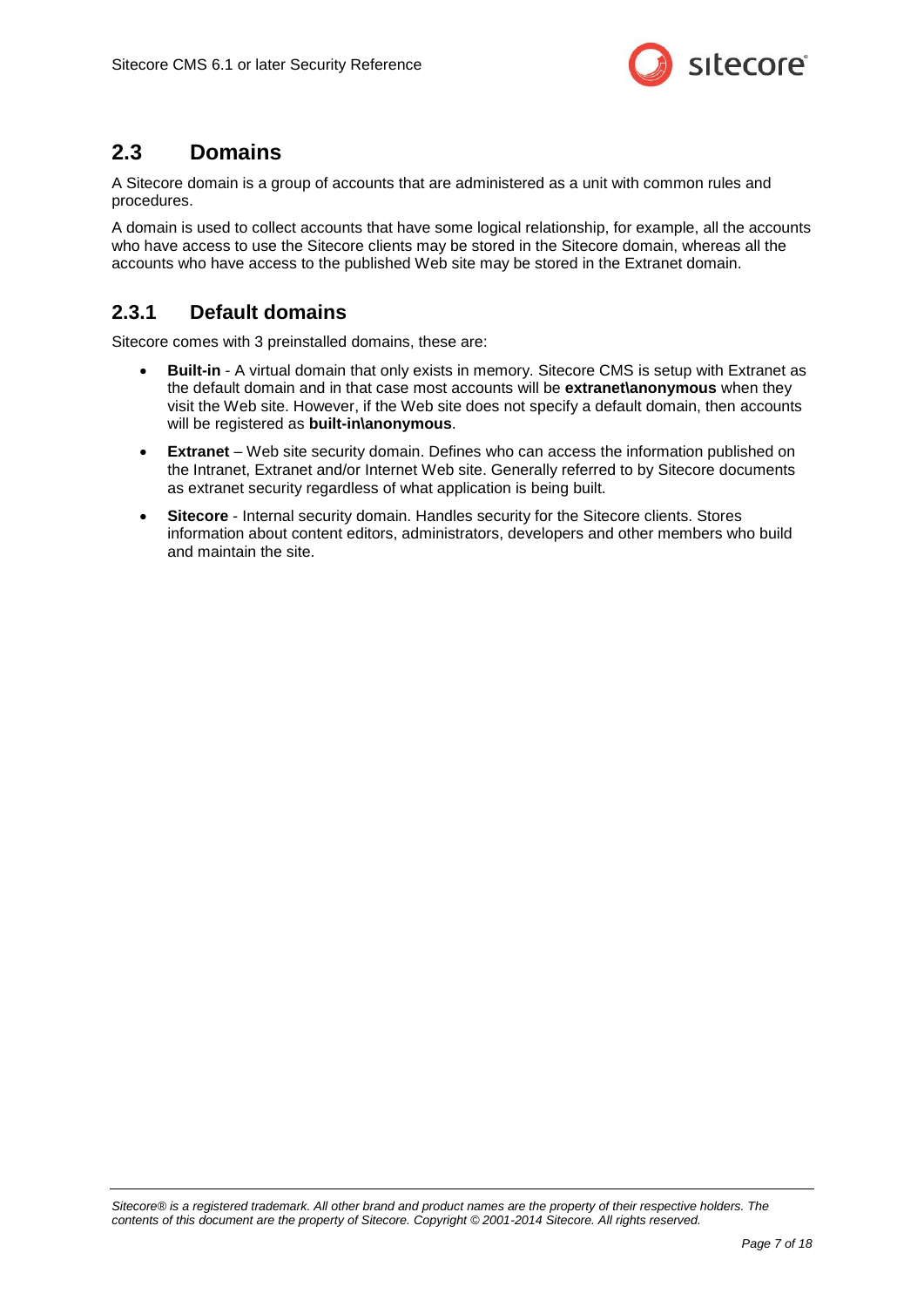## 2.3 Domains

A Sitecore domain is a group of accounts that are administered as a unit with common rules and procedures.

A domain is used to collect accounts that have some logical relationship, for example, all the accounts who have access to use the Sitecore clients may be stored in the Sitecore domain, whereas all the accounts who have access to the published Web site may be stored in the Extranet domain.

### 2.3.1 Default domains

Sitecore comes with 3 preinstalled domains, these are:

- **Built-in** - A virtual domain that only exists in memory. Sitecore CMS is setup with Extranet as the default domain and in that case most accounts will be **extranet\anonymous** when they visit the Web site. However, if the Web site does not specify a default domain, then accounts will be registered as **built-in\anonymous**.
- **Extranet** – Web site security domain. Defines who can access the information published on the Intranet, Extranet and/or Internet Web site. Generally referred to by Sitecore documents as extranet security regardless of what application is being built.
- **Sitecore** - Internal security domain. Handles security for the Sitecore clients. Stores information about content editors, administrators, developers and other members who build and maintain the site.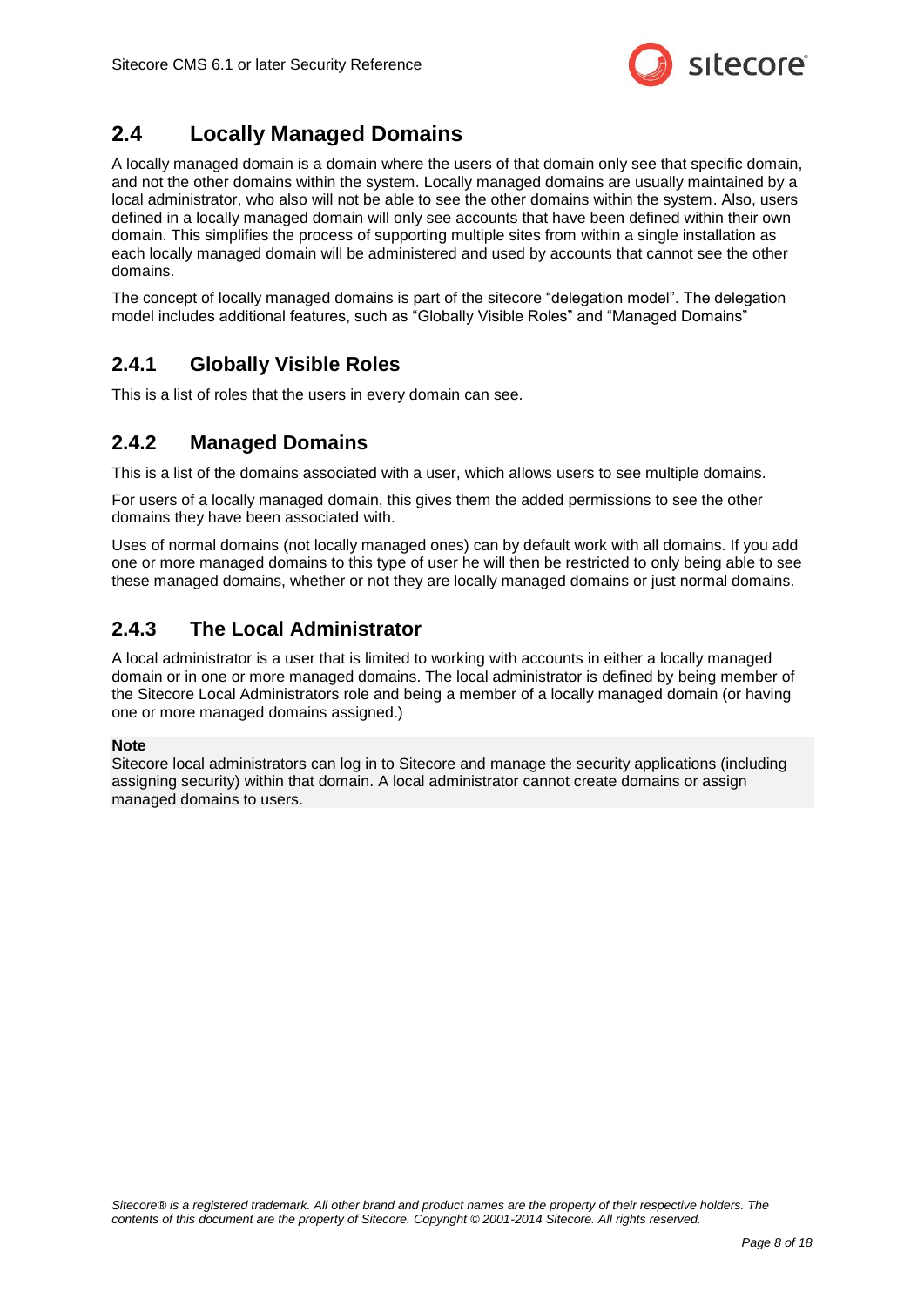## 2.4 Locally Managed Domains

A locally managed domain is a domain where the users of that domain only see that specific domain, and not the other domains within the system. Locally managed domains are usually maintained by a local administrator, who also will not be able to see the other domains within the system. Also, users defined in a locally managed domain will only see accounts that have been defined within their own domain. This simplifies the process of supporting multiple sites from within a single installation as each locally managed domain will be administered and used by accounts that cannot see the other domains.

The concept of locally managed domains is part of the sitecore "delegation model". The delegation model includes additional features, such as "Globally Visible Roles" and "Managed Domains"

### 2.4.1 Globally Visible Roles

This is a list of roles that the users in every domain can see.

### 2.4.2 Managed Domains

This is a list of the domains associated with a user, which allows users to see multiple domains.

For users of a locally managed domain, this gives them the added permissions to see the other domains they have been associated with.

Uses of normal domains (not locally managed ones) can by default work with all domains. If you add one or more managed domains to this type of user he will then be restricted to only being able to see these managed domains, whether or not they are locally managed domains or just normal domains.

### 2.4.3 The Local Administrator

A local administrator is a user that is limited to working with accounts in either a locally managed domain or in one or more managed domains. The local administrator is defined by being member of the Sitecore Local Administrators role and being a member of a locally managed domain (or having one or more managed domains assigned.)

**Note**
Sitecore local administrators can log in to Sitecore and manage the security applications (including assigning security) within that domain. A local administrator cannot create domains or assign managed domains to users.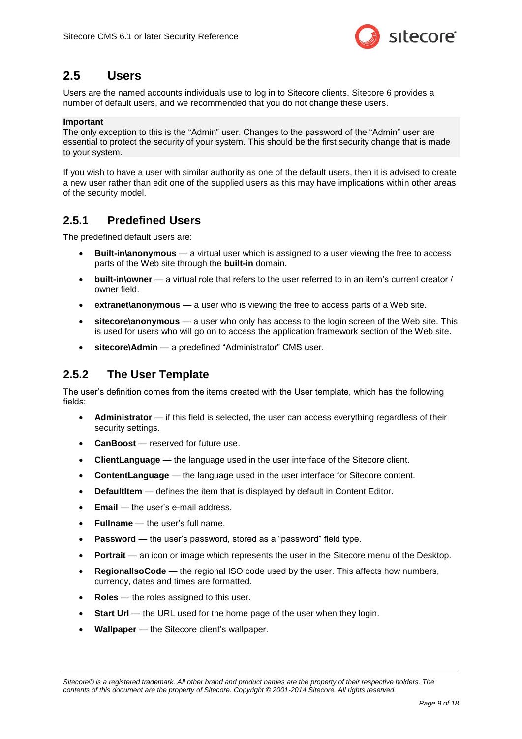## 2.5 Users

Users are the named accounts individuals use to log in to Sitecore clients. Sitecore 6 provides a number of default users, and we recommended that you do not change these users.

**Important**
The only exception to this is the "Admin" user. Changes to the password of the "Admin" user are essential to protect the security of your system. This should be the first security change that is made to your system.

If you wish to have a user with similar authority as one of the default users, then it is advised to create a new user rather than edit one of the supplied users as this may have implications within other areas of the security model.

### 2.5.1 Predefined Users

The predefined default users are:

- **Built-in\anonymous** — a virtual user which is assigned to a user viewing the free to access parts of the Web site through the **built-in** domain.
- **built-in\owner** — a virtual role that refers to the user referred to in an item's current creator / owner field.
- **extranet\anonymous** — a user who is viewing the free to access parts of a Web site.
- **sitecore\anonymous** — a user who only has access to the login screen of the Web site. This is used for users who will go on to access the application framework section of the Web site.
- **sitecore\Admin** — a predefined "Administrator" CMS user.

### 2.5.2 The User Template

The user's definition comes from the items created with the User template, which has the following fields:

- **Administrator** — if this field is selected, the user can access everything regardless of their security settings.
- **CanBoost** — reserved for future use.
- **ClientLanguage** — the language used in the user interface of the Sitecore client.
- **ContentLanguage** — the language used in the user interface for Sitecore content.
- **DefaultItem** — defines the item that is displayed by default in Content Editor.
- **Email** — the user's e-mail address.
- **Fullname** — the user's full name.
- **Password** — the user's password, stored as a "password" field type.
- **Portrait** — an icon or image which represents the user in the Sitecore menu of the Desktop.
- **RegionalIsoCode** — the regional ISO code used by the user. This affects how numbers, currency, dates and times are formatted.
- **Roles** — the roles assigned to this user.
- **Start Url** — the URL used for the home page of the user when they login.
- **Wallpaper** — the Sitecore client's wallpaper.

*Sitecore® is a registered trademark. All other brand and product names are the property of their respective holders. The contents of this document are the property of Sitecore. Copyright © 2001-2014 Sitecore. All rights reserved.*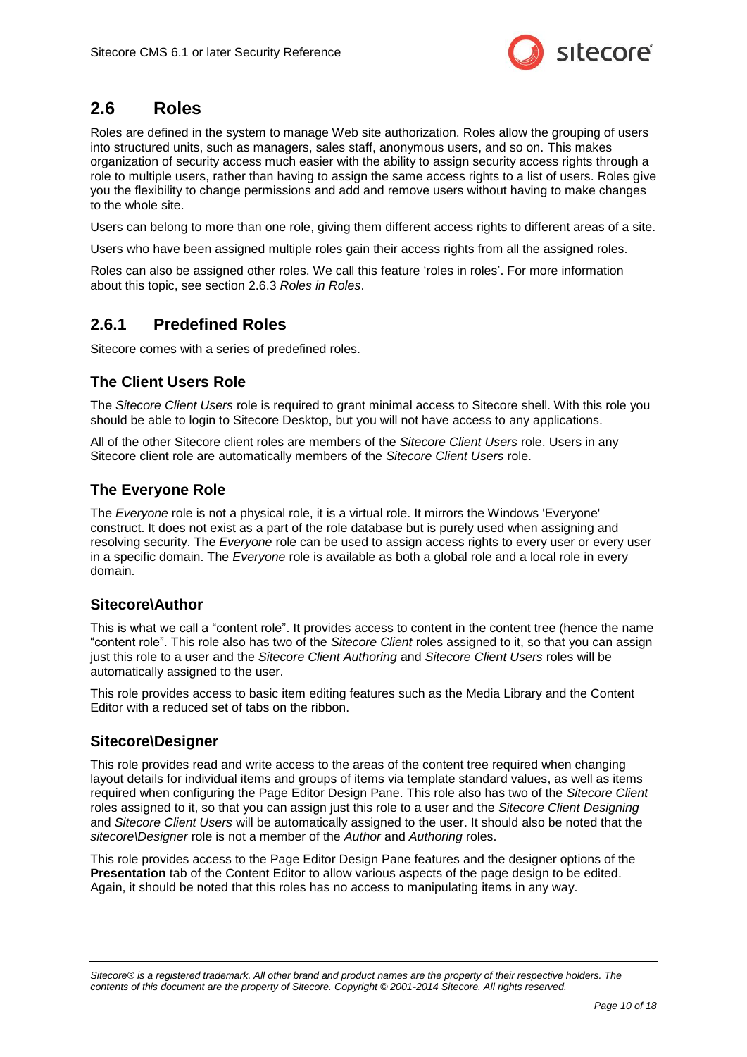## 2.6 Roles

Roles are defined in the system to manage Web site authorization. Roles allow the grouping of users into structured units, such as managers, sales staff, anonymous users, and so on. This makes organization of security access much easier with the ability to assign security access rights through a role to multiple users, rather than having to assign the same access rights to a list of users. Roles give you the flexibility to change permissions and add and remove users without having to make changes to the whole site.

Users can belong to more than one role, giving them different access rights to different areas of a site.

Users who have been assigned multiple roles gain their access rights from all the assigned roles.

Roles can also be assigned other roles. We call this feature 'roles in roles'. For more information about this topic, see section 2.6.3 *Roles in Roles*.

### 2.6.1 Predefined Roles

Sitecore comes with a series of predefined roles.

#### The Client Users Role

The *Sitecore Client Users* role is required to grant minimal access to Sitecore shell. With this role you should be able to login to Sitecore Desktop, but you will not have access to any applications.

All of the other Sitecore client roles are members of the *Sitecore Client Users* role. Users in any Sitecore client role are automatically members of the *Sitecore Client Users* role.

#### The Everyone Role

The *Everyone* role is not a physical role, it is a virtual role. It mirrors the Windows 'Everyone' construct. It does not exist as a part of the role database but is purely used when assigning and resolving security. The *Everyone* role can be used to assign access rights to every user or every user in a specific domain. The *Everyone* role is available as both a global role and a local role in every domain.

#### Sitecore\Author

This is what we call a "content role". It provides access to content in the content tree (hence the name "content role". This role also has two of the *Sitecore Client* roles assigned to it, so that you can assign just this role to a user and the *Sitecore Client Authoring* and *Sitecore Client Users* roles will be automatically assigned to the user.

This role provides access to basic item editing features such as the Media Library and the Content Editor with a reduced set of tabs on the ribbon.

#### Sitecore\Designer

This role provides read and write access to the areas of the content tree required when changing layout details for individual items and groups of items via template standard values, as well as items required when configuring the Page Editor Design Pane. This role also has two of the *Sitecore Client* roles assigned to it, so that you can assign just this role to a user and the *Sitecore Client Designing* and *Sitecore Client Users* will be automatically assigned to the user. It should also be noted that the *sitecore\Designer* role is not a member of the *Author* and *Authoring* roles.

This role provides access to the Page Editor Design Pane features and the designer options of the **Presentation** tab of the Content Editor to allow various aspects of the page design to be edited. Again, it should be noted that this roles has no access to manipulating items in any way.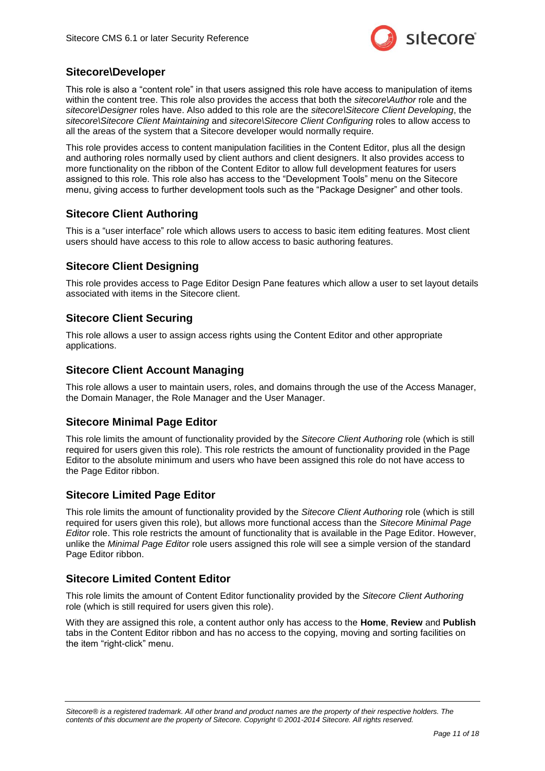## Sitecore\Developer

This role is also a "content role" in that users assigned this role have access to manipulation of items within the content tree. This role also provides the access that both the *sitecore\Author* role and the *sitecore\Designer* roles have. Also added to this role are the *sitecore\Sitecore Client Developing*, the *sitecore\Sitecore Client Maintaining* and *sitecore\Sitecore Client Configuring* roles to allow access to all the areas of the system that a Sitecore developer would normally require.

This role provides access to content manipulation facilities in the Content Editor, plus all the design and authoring roles normally used by client authors and client designers. It also provides access to more functionality on the ribbon of the Content Editor to allow full development features for users assigned to this role. This role also has access to the "Development Tools" menu on the Sitecore menu, giving access to further development tools such as the "Package Designer" and other tools.

## Sitecore Client Authoring

This is a "user interface" role which allows users to access to basic item editing features. Most client users should have access to this role to allow access to basic authoring features.

## Sitecore Client Designing

This role provides access to Page Editor Design Pane features which allow a user to set layout details associated with items in the Sitecore client.

## Sitecore Client Securing

This role allows a user to assign access rights using the Content Editor and other appropriate applications.

## Sitecore Client Account Managing

This role allows a user to maintain users, roles, and domains through the use of the Access Manager, the Domain Manager, the Role Manager and the User Manager.

## Sitecore Minimal Page Editor

This role limits the amount of functionality provided by the *Sitecore Client Authoring* role (which is still required for users given this role). This role restricts the amount of functionality provided in the Page Editor to the absolute minimum and users who have been assigned this role do not have access to the Page Editor ribbon.

## Sitecore Limited Page Editor

This role limits the amount of functionality provided by the *Sitecore Client Authoring* role (which is still required for users given this role), but allows more functional access than the *Sitecore Minimal Page Editor* role. This role restricts the amount of functionality that is available in the Page Editor. However, unlike the *Minimal Page Editor* role users assigned this role will see a simple version of the standard Page Editor ribbon.

## Sitecore Limited Content Editor

This role limits the amount of Content Editor functionality provided by the *Sitecore Client Authoring* role (which is still required for users given this role).

With they are assigned this role, a content author only has access to the **Home**, **Review** and **Publish** tabs in the Content Editor ribbon and has no access to the copying, moving and sorting facilities on the item "right-click" menu.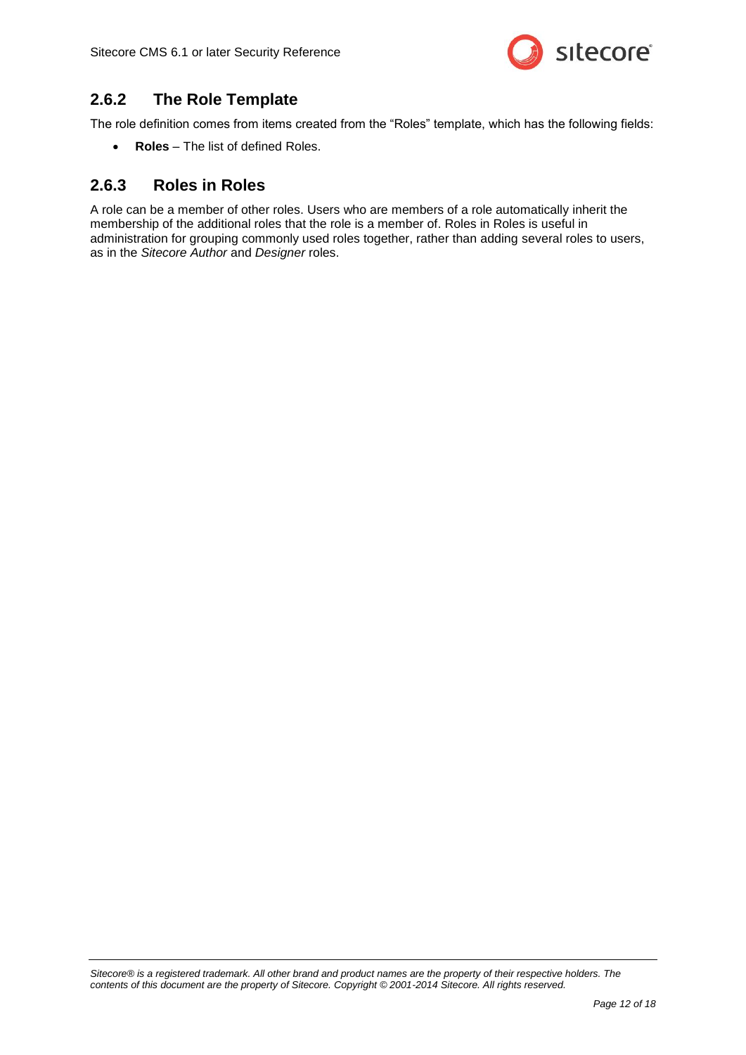### 2.6.2 The Role Template

The role definition comes from items created from the "Roles" template, which has the following fields:

- **Roles** – The list of defined Roles.

### 2.6.3 Roles in Roles

A role can be a member of other roles. Users who are members of a role automatically inherit the membership of the additional roles that the role is a member of. Roles in Roles is useful in administration for grouping commonly used roles together, rather than adding several roles to users, as in the *Sitecore Author* and *Designer* roles.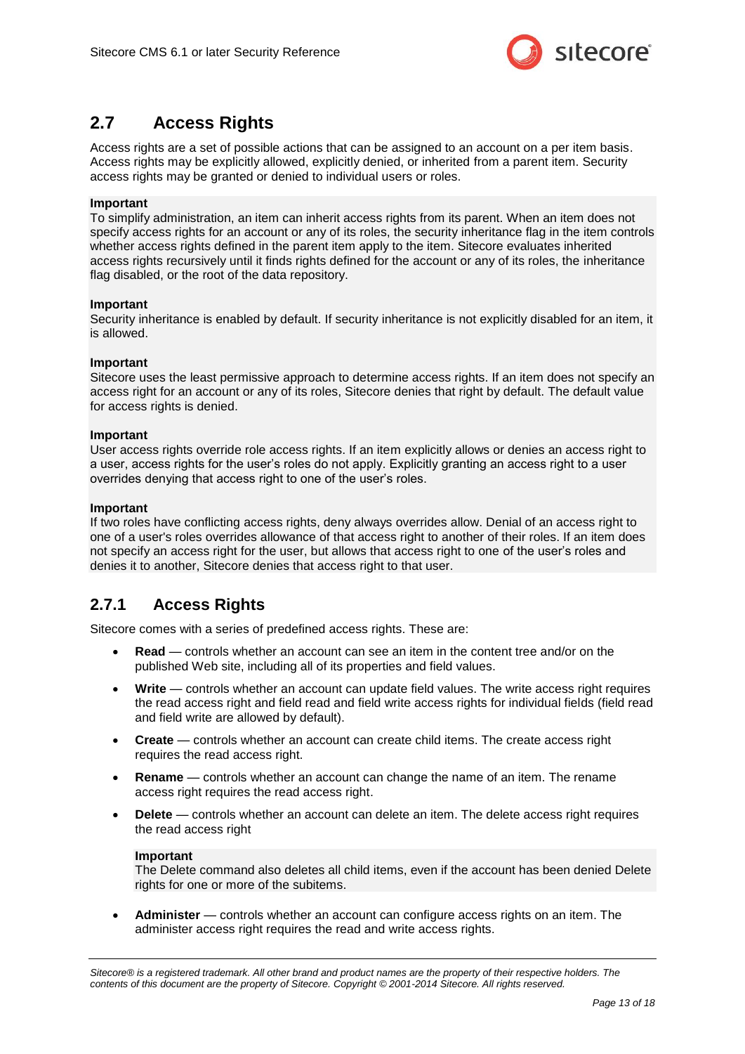## 2.7 Access Rights

Access rights are a set of possible actions that can be assigned to an account on a per item basis. Access rights may be explicitly allowed, explicitly denied, or inherited from a parent item. Security access rights may be granted or denied to individual users or roles.

**Important**
To simplify administration, an item can inherit access rights from its parent. When an item does not specify access rights for an account or any of its roles, the security inheritance flag in the item controls whether access rights defined in the parent item apply to the item. Sitecore evaluates inherited access rights recursively until it finds rights defined for the account or any of its roles, the inheritance flag disabled, or the root of the data repository.

**Important**
Security inheritance is enabled by default. If security inheritance is not explicitly disabled for an item, it is allowed.

**Important**
Sitecore uses the least permissive approach to determine access rights. If an item does not specify an access right for an account or any of its roles, Sitecore denies that right by default. The default value for access rights is denied.

**Important**
User access rights override role access rights. If an item explicitly allows or denies an access right to a user, access rights for the user's roles do not apply. Explicitly granting an access right to a user overrides denying that access right to one of the user's roles.

**Important**
If two roles have conflicting access rights, deny always overrides allow. Denial of an access right to one of a user's roles overrides allowance of that access right to another of their roles. If an item does not specify an access right for the user, but allows that access right to one of the user's roles and denies it to another, Sitecore denies that access right to that user.

### 2.7.1 Access Rights

Sitecore comes with a series of predefined access rights. These are:

- **Read** — controls whether an account can see an item in the content tree and/or on the published Web site, including all of its properties and field values.
- **Write** — controls whether an account can update field values. The write access right requires the read access right and field read and field write access rights for individual fields (field read and field write are allowed by default).
- **Create** — controls whether an account can create child items. The create access right requires the read access right.
- **Rename** — controls whether an account can change the name of an item. The rename access right requires the read access right.
- **Delete** — controls whether an account can delete an item. The delete access right requires the read access right

  **Important**
  The Delete command also deletes all child items, even if the account has been denied Delete rights for one or more of the subitems.

- **Administer** — controls whether an account can configure access rights on an item. The administer access right requires the read and write access rights.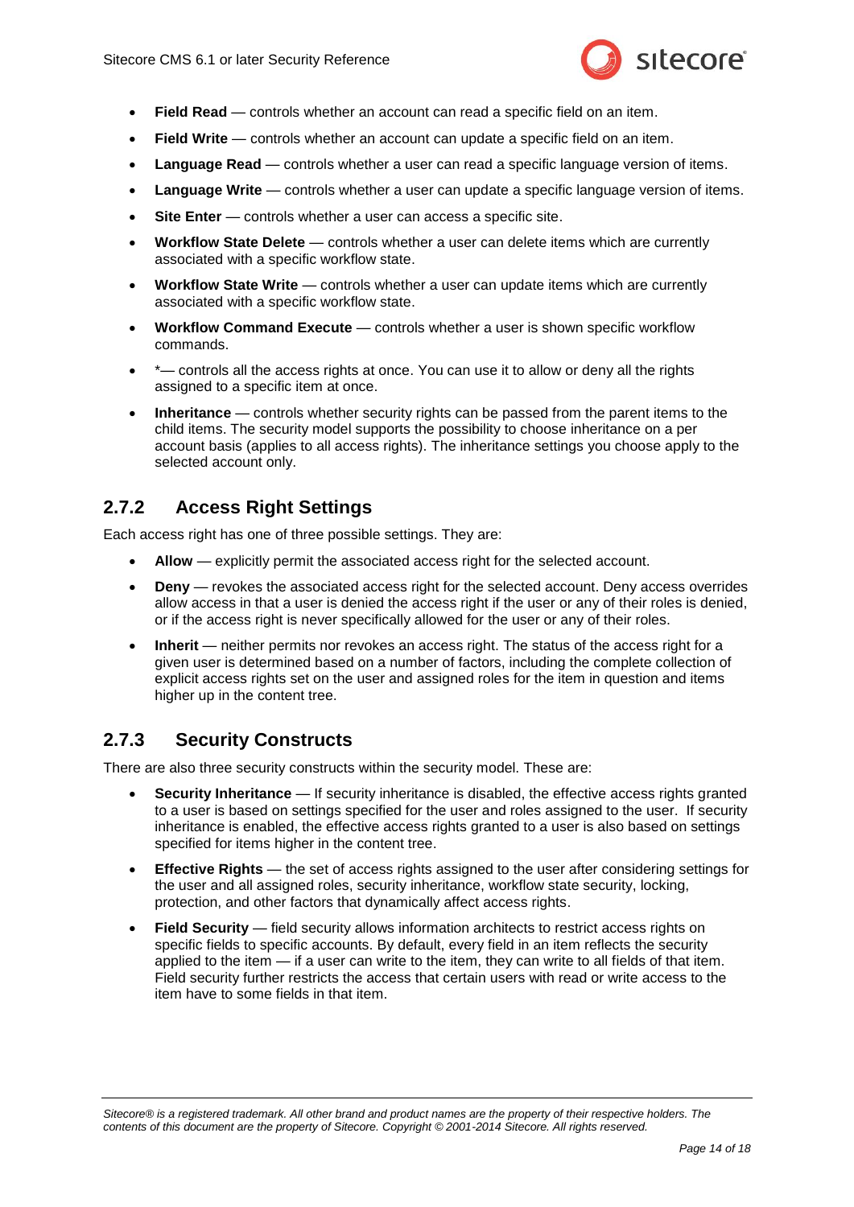- **Field Read** — controls whether an account can read a specific field on an item.
- **Field Write** — controls whether an account can update a specific field on an item.
- **Language Read** — controls whether a user can read a specific language version of items.
- **Language Write** — controls whether a user can update a specific language version of items.
- **Site Enter** — controls whether a user can access a specific site.
- **Workflow State Delete** — controls whether a user can delete items which are currently associated with a specific workflow state.
- **Workflow State Write** — controls whether a user can update items which are currently associated with a specific workflow state.
- **Workflow Command Execute** — controls whether a user is shown specific workflow commands.
- *— controls all the access rights at once. You can use it to allow or deny all the rights assigned to a specific item at once.
- **Inheritance** — controls whether security rights can be passed from the parent items to the child items. The security model supports the possibility to choose inheritance on a per account basis (applies to all access rights). The inheritance settings you choose apply to the selected account only.

### 2.7.2 Access Right Settings

Each access right has one of three possible settings. They are:

- **Allow** — explicitly permit the associated access right for the selected account.
- **Deny** — revokes the associated access right for the selected account. Deny access overrides allow access in that a user is denied the access right if the user or any of their roles is denied, or if the access right is never specifically allowed for the user or any of their roles.
- **Inherit** — neither permits nor revokes an access right. The status of the access right for a given user is determined based on a number of factors, including the complete collection of explicit access rights set on the user and assigned roles for the item in question and items higher up in the content tree.

### 2.7.3 Security Constructs

There are also three security constructs within the security model. These are:

- **Security Inheritance** — If security inheritance is disabled, the effective access rights granted to a user is based on settings specified for the user and roles assigned to the user. If security inheritance is enabled, the effective access rights granted to a user is also based on settings specified for items higher in the content tree.
- **Effective Rights** — the set of access rights assigned to the user after considering settings for the user and all assigned roles, security inheritance, workflow state security, locking, protection, and other factors that dynamically affect access rights.
- **Field Security** — field security allows information architects to restrict access rights on specific fields to specific accounts. By default, every field in an item reflects the security applied to the item — if a user can write to the item, they can write to all fields of that item. Field security further restricts the access that certain users with read or write access to the item have to some fields in that item.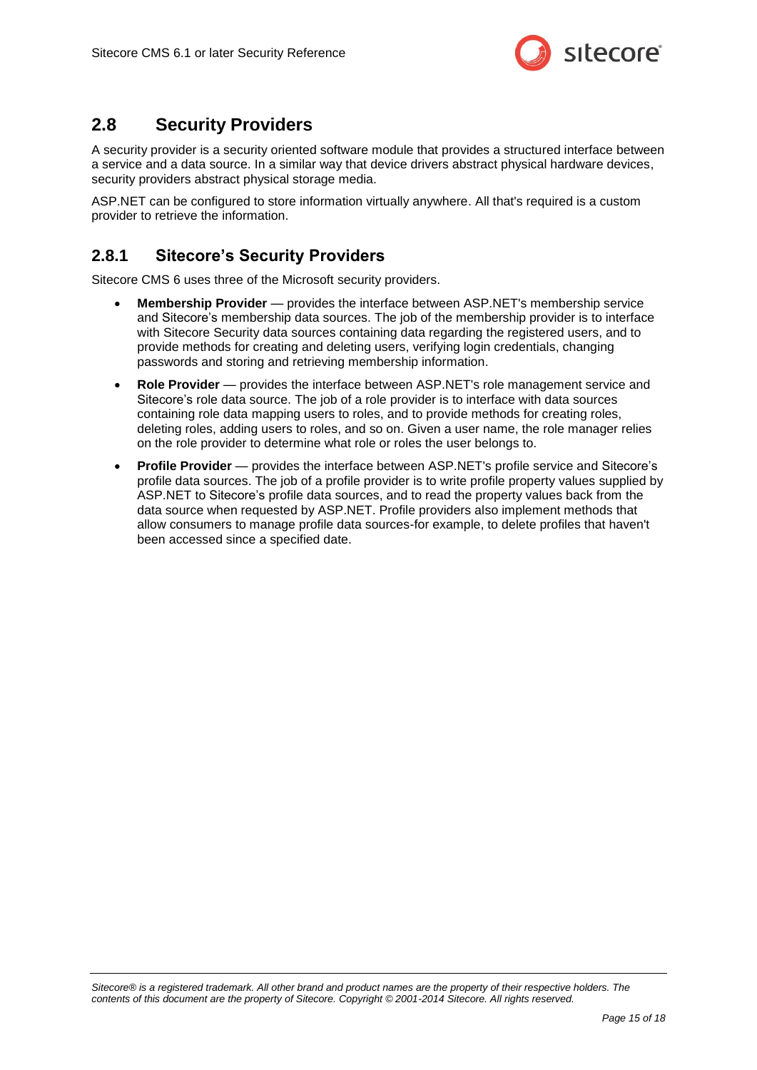## 2.8 Security Providers

A security provider is a security oriented software module that provides a structured interface between a service and a data source. In a similar way that device drivers abstract physical hardware devices, security providers abstract physical storage media.

ASP.NET can be configured to store information virtually anywhere. All that's required is a custom provider to retrieve the information.

### 2.8.1 Sitecore's Security Providers

Sitecore CMS 6 uses three of the Microsoft security providers.

- **Membership Provider** — provides the interface between ASP.NET's membership service and Sitecore's membership data sources. The job of the membership provider is to interface with Sitecore Security data sources containing data regarding the registered users, and to provide methods for creating and deleting users, verifying login credentials, changing passwords and storing and retrieving membership information.
- **Role Provider** — provides the interface between ASP.NET's role management service and Sitecore's role data source. The job of a role provider is to interface with data sources containing role data mapping users to roles, and to provide methods for creating roles, deleting roles, adding users to roles, and so on. Given a user name, the role manager relies on the role provider to determine what role or roles the user belongs to.
- **Profile Provider** — provides the interface between ASP.NET's profile service and Sitecore's profile data sources. The job of a profile provider is to write profile property values supplied by ASP.NET to Sitecore's profile data sources, and to read the property values back from the data source when requested by ASP.NET. Profile providers also implement methods that allow consumers to manage profile data sources-for example, to delete profiles that haven't been accessed since a specified date.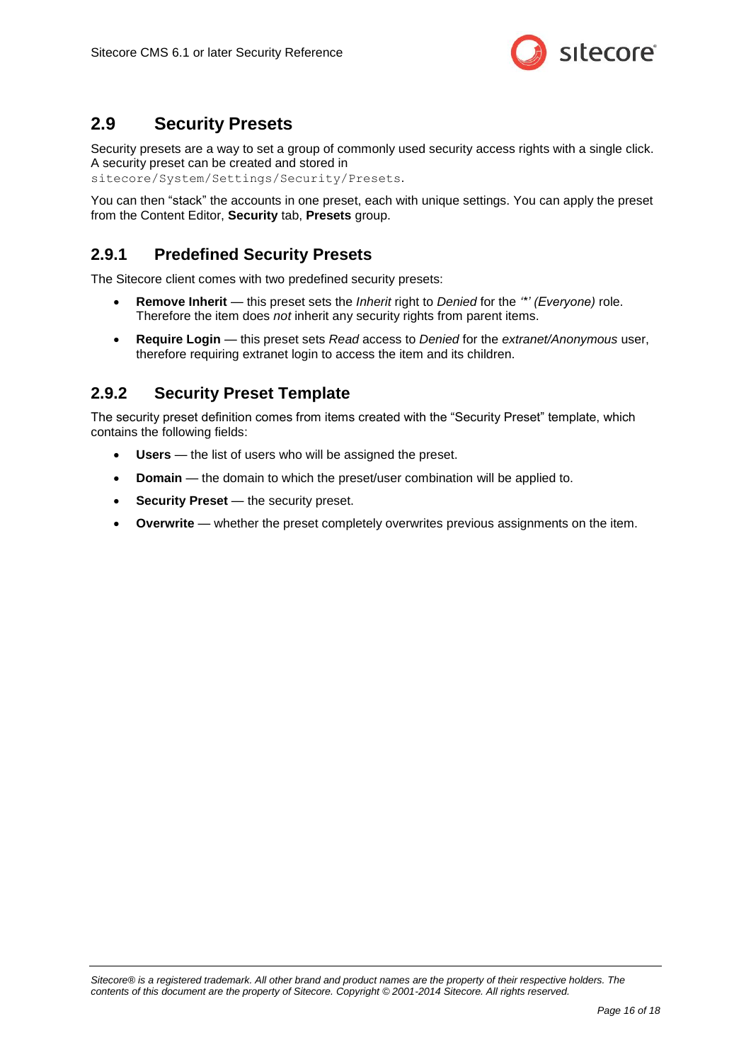## 2.9 Security Presets

Security presets are a way to set a group of commonly used security access rights with a single click. A security preset can be created and stored in `sitecore/System/Settings/Security/Presets`.

You can then “stack” the accounts in one preset, each with unique settings. You can apply the preset from the Content Editor, **Security** tab, **Presets** group.

### 2.9.1 Predefined Security Presets

The Sitecore client comes with two predefined security presets:

- **Remove Inherit** — this preset sets the *Inherit* right to *Denied* for the *‘*’ (Everyone)* role. Therefore the item does *not* inherit any security rights from parent items.
- **Require Login** — this preset sets *Read* access to *Denied* for the *extranet/Anonymous* user, therefore requiring extranet login to access the item and its children.

### 2.9.2 Security Preset Template

The security preset definition comes from items created with the “Security Preset” template, which contains the following fields:

- **Users** — the list of users who will be assigned the preset.
- **Domain** — the domain to which the preset/user combination will be applied to.
- **Security Preset** — the security preset.
- **Overwrite** — whether the preset completely overwrites previous assignments on the item.

*Sitecore® is a registered trademark. All other brand and product names are the property of their respective holders. The contents of this document are the property of Sitecore. Copyright © 2001-2014 Sitecore. All rights reserved.*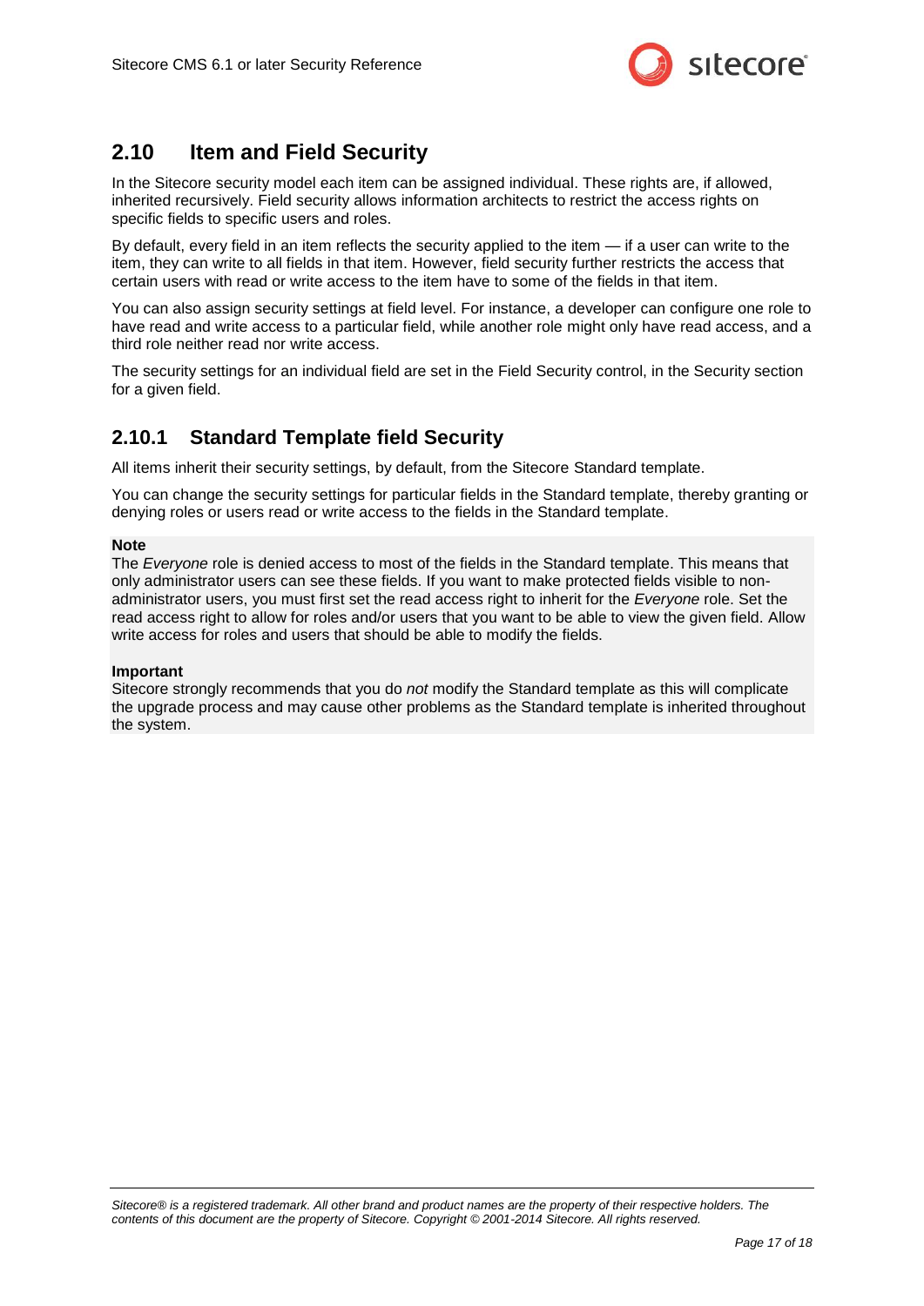## 2.10 Item and Field Security

In the Sitecore security model each item can be assigned individual. These rights are, if allowed, inherited recursively. Field security allows information architects to restrict the access rights on specific fields to specific users and roles.

By default, every field in an item reflects the security applied to the item — if a user can write to the item, they can write to all fields in that item. However, field security further restricts the access that certain users with read or write access to the item have to some of the fields in that item.

You can also assign security settings at field level. For instance, a developer can configure one role to have read and write access to a particular field, while another role might only have read access, and a third role neither read nor write access.

The security settings for an individual field are set in the Field Security control, in the Security section for a given field.

### 2.10.1 Standard Template field Security

All items inherit their security settings, by default, from the Sitecore Standard template.

You can change the security settings for particular fields in the Standard template, thereby granting or denying roles or users read or write access to the fields in the Standard template.

**Note**
The *Everyone* role is denied access to most of the fields in the Standard template. This means that only administrator users can see these fields. If you want to make protected fields visible to non-administrator users, you must first set the read access right to inherit for the *Everyone* role. Set the read access right to allow for roles and/or users that you want to be able to view the given field. Allow write access for roles and users that should be able to modify the fields.

**Important**
Sitecore strongly recommends that you do *not* modify the Standard template as this will complicate the upgrade process and may cause other problems as the Standard template is inherited throughout the system.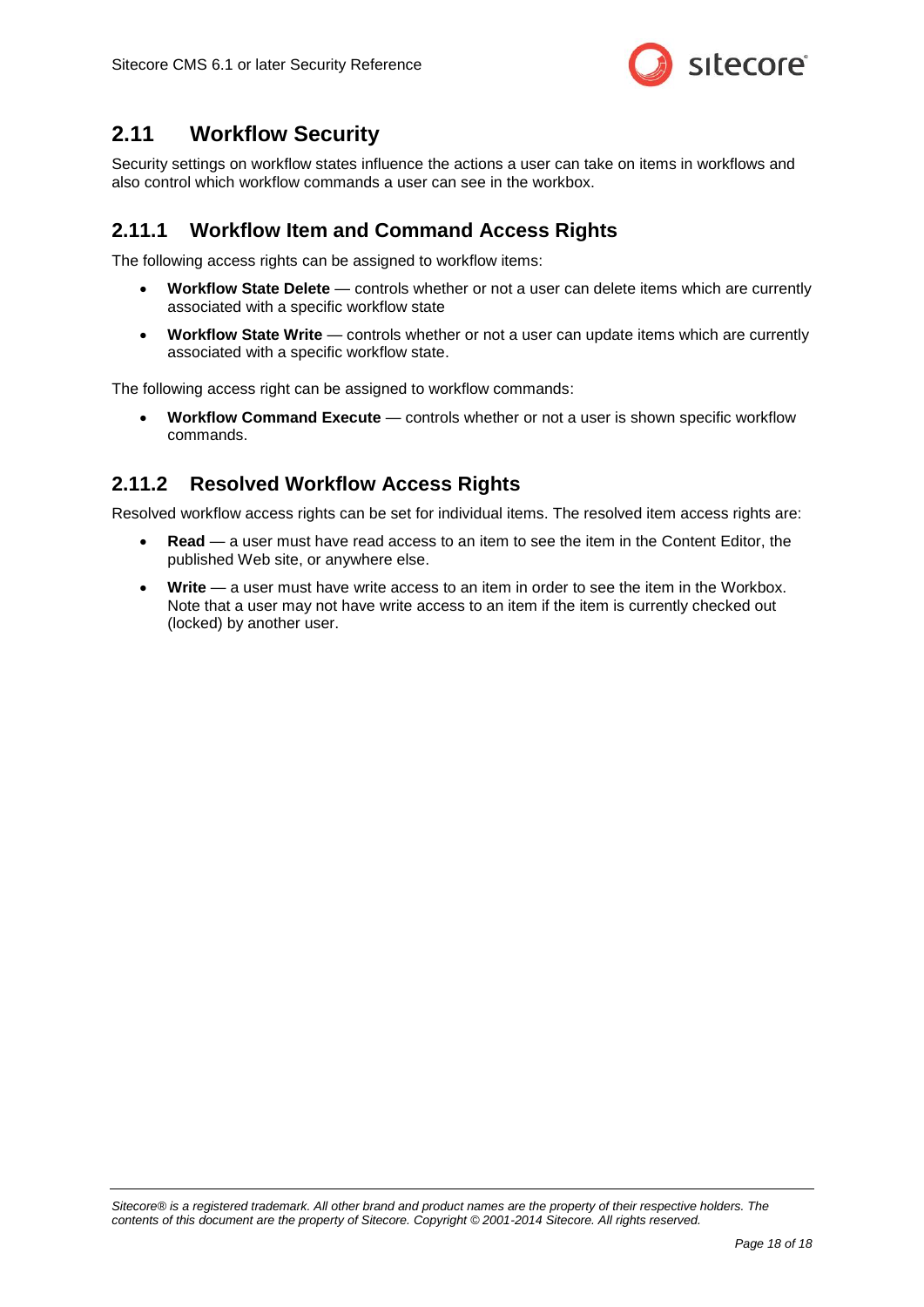## 2.11 Workflow Security

Security settings on workflow states influence the actions a user can take on items in workflows and also control which workflow commands a user can see in the workbox.

### 2.11.1 Workflow Item and Command Access Rights

The following access rights can be assigned to workflow items:

- **Workflow State Delete** — controls whether or not a user can delete items which are currently associated with a specific workflow state
- **Workflow State Write** — controls whether or not a user can update items which are currently associated with a specific workflow state.

The following access right can be assigned to workflow commands:

- **Workflow Command Execute** — controls whether or not a user is shown specific workflow commands.

### 2.11.2 Resolved Workflow Access Rights

Resolved workflow access rights can be set for individual items. The resolved item access rights are:

- **Read** — a user must have read access to an item to see the item in the Content Editor, the published Web site, or anywhere else.
- **Write** — a user must have write access to an item in order to see the item in the Workbox. Note that a user may not have write access to an item if the item is currently checked out (locked) by another user.

*Sitecore® is a registered trademark. All other brand and product names are the property of their respective holders. The contents of this document are the property of Sitecore. Copyright © 2001-2014 Sitecore. All rights reserved.*